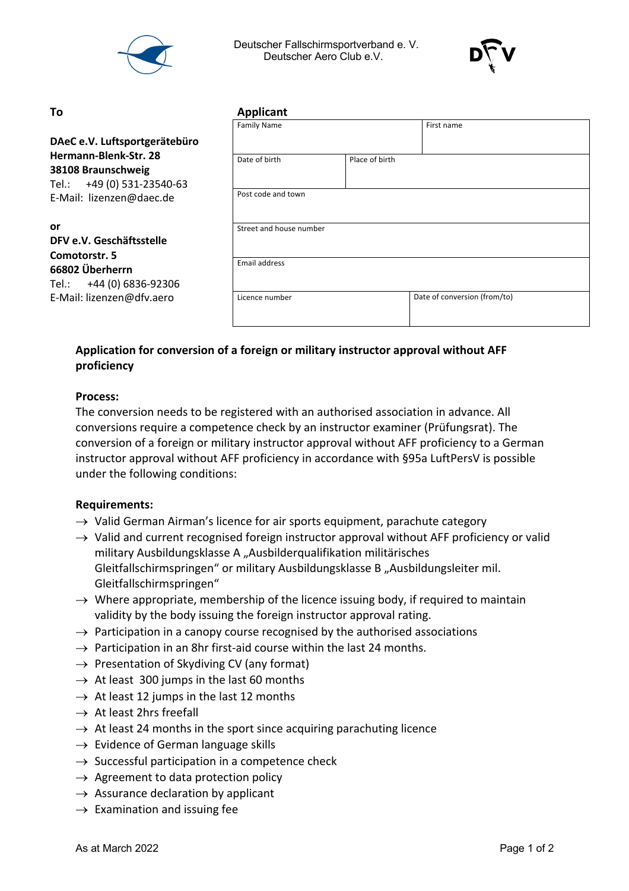Deutscher Fallschirmsportverband e. V.
Deutscher Aero Club e.V.

**To**

**DAeC e.V. Luftsportgerätebüro**
**Hermann-Blenk-Str. 28**
**38108 Braunschweig**
Tel.: +49 (0) 531-23540-63
E-Mail: lizenzen@daec.de

**or**
**DFV e.V. Geschäftsstelle**
**Comotorstr. 5**
**66802 Überherrn**
Tel.: +44 (0) 6836-92306
E-Mail: lizenzen@dfv.aero

**Applicant**

| Family Name | | First name |
|---|---|---|
| | | |
| Date of birth | Place of birth | |
| | | |
| Post code and town | | |
| | | |
| Street and house number | | |
| | | |
| Email address | | |
| | | |
| Licence number | | Date of conversion (from/to) |
| | | |

**Application for conversion of a foreign or military instructor approval without AFF proficiency**

**Process:**
The conversion needs to be registered with an authorised association in advance. All conversions require a competence check by an instructor examiner (Prüfungsrat). The conversion of a foreign or military instructor approval without AFF proficiency to a German instructor approval without AFF proficiency in accordance with §95a LuftPersV is possible under the following conditions:

**Requirements:**

- → Valid German Airman's licence for air sports equipment, parachute category
- → Valid and current recognised foreign instructor approval without AFF proficiency or valid military Ausbildungsklasse A „Ausbilderqualifikation militärisches Gleitfallschirmspringen" or military Ausbildungsklasse B „Ausbildungsleiter mil. Gleitfallschirmspringen"
- → Where appropriate, membership of the licence issuing body, if required to maintain validity by the body issuing the foreign instructor approval rating.
- → Participation in a canopy course recognised by the authorised associations
- → Participation in an 8hr first-aid course within the last 24 months.
- → Presentation of Skydiving CV (any format)
- → At least 300 jumps in the last 60 months
- → At least 12 jumps in the last 12 months
- → At least 2hrs freefall
- → At least 24 months in the sport since acquiring parachuting licence
- → Evidence of German language skills
- → Successful participation in a competence check
- → Agreement to data protection policy
- → Assurance declaration by applicant
- → Examination and issuing fee

As at March 2022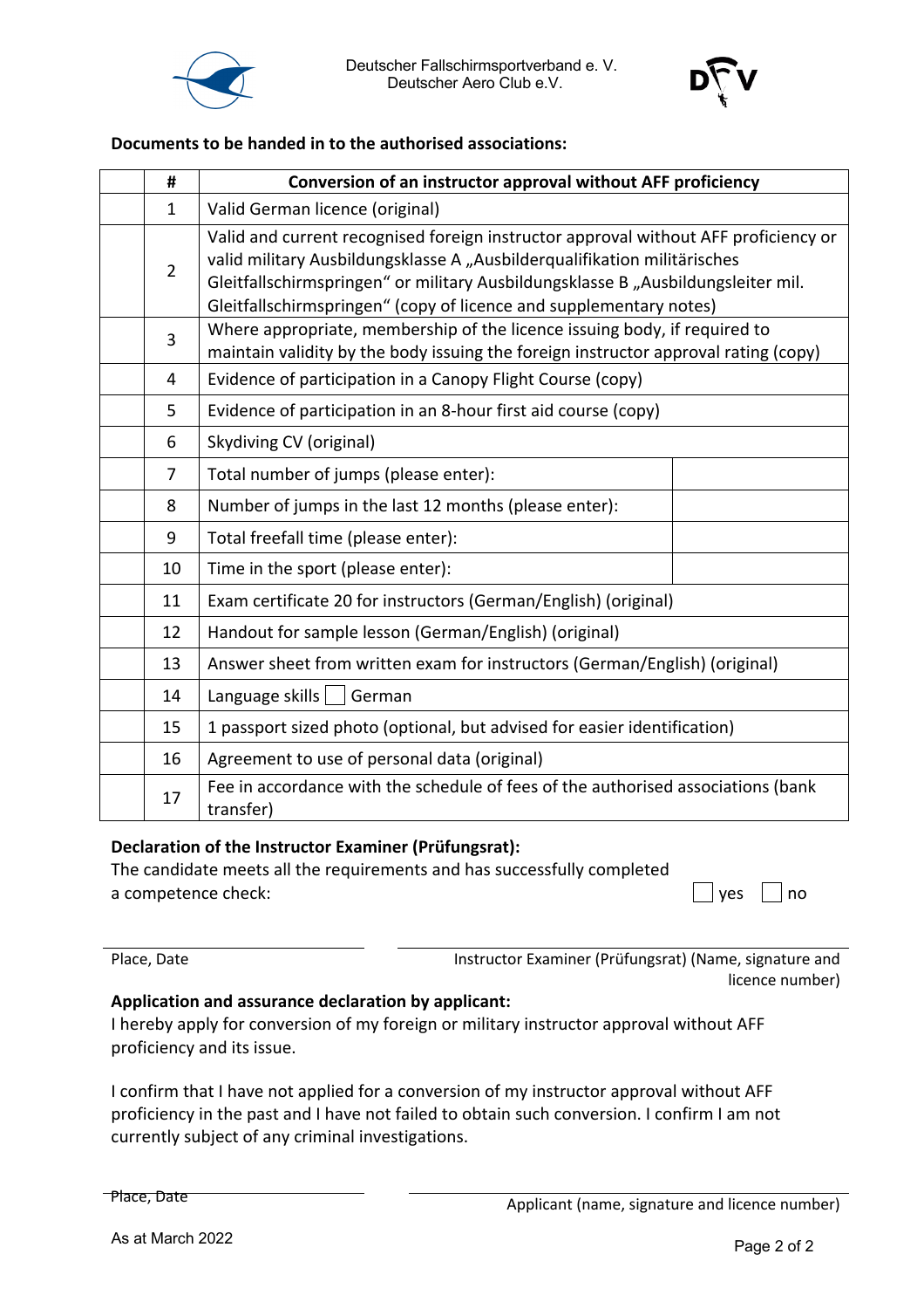Deutscher Fallschirmsportverband e. V.
Deutscher Aero Club e.V.

**Documents to be handed in to the authorised associations:**

| | # | Conversion of an instructor approval without AFF proficiency | |
|---|---|---|---|
| | 1 | Valid German licence (original) | |
| | 2 | Valid and current recognised foreign instructor approval without AFF proficiency or valid military Ausbildungsklasse A „Ausbilderqualifikation militärisches Gleitfallschirmspringen" or military Ausbildungsklasse B „Ausbildungsleiter mil. Gleitfallschirmspringen" (copy of licence and supplementary notes) | |
| | 3 | Where appropriate, membership of the licence issuing body, if required to maintain validity by the body issuing the foreign instructor approval rating (copy) | |
| | 4 | Evidence of participation in a Canopy Flight Course (copy) | |
| | 5 | Evidence of participation in an 8-hour first aid course (copy) | |
| | 6 | Skydiving CV (original) | |
| | 7 | Total number of jumps (please enter): | |
| | 8 | Number of jumps in the last 12 months (please enter): | |
| | 9 | Total freefall time (please enter): | |
| | 10 | Time in the sport (please enter): | |
| | 11 | Exam certificate 20 for instructors (German/English) (original) | |
| | 12 | Handout for sample lesson (German/English) (original) | |
| | 13 | Answer sheet from written exam for instructors (German/English) (original) | |
| | 14 | Language skills ☐ German | |
| | 15 | 1 passport sized photo (optional, but advised for easier identification) | |
| | 16 | Agreement to use of personal data (original) | |
| | 17 | Fee in accordance with the schedule of fees of the authorised associations (bank transfer) | |

**Declaration of the Instructor Examiner (Prüfungsrat):**

The candidate meets all the requirements and has successfully completed a competence check: ☐ yes ☐ no

Place, Date

Instructor Examiner (Prüfungsrat) (Name, signature and licence number)

**Application and assurance declaration by applicant:**

I hereby apply for conversion of my foreign or military instructor approval without AFF proficiency and its issue.

I confirm that I have not applied for a conversion of my instructor approval without AFF proficiency in the past and I have not failed to obtain such conversion. I confirm I am not currently subject of any criminal investigations.

Place, Date

Applicant (name, signature and licence number)

As at March 2022